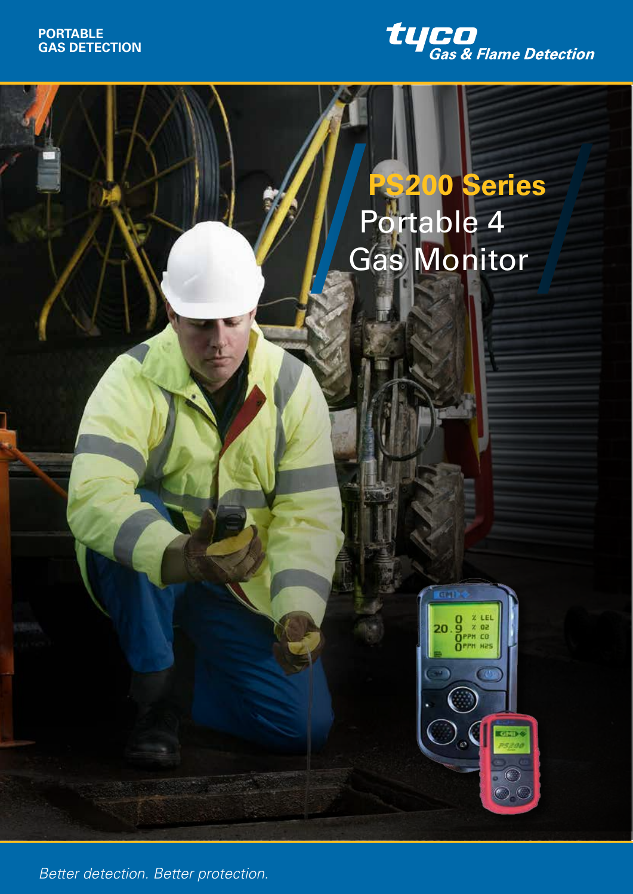PORTABLE
GAS DETECTION

tyco
*Gas & Flame Detection*

# PS200 Series

## Portable 4 Gas Monitor

*Better detection. Better protection.*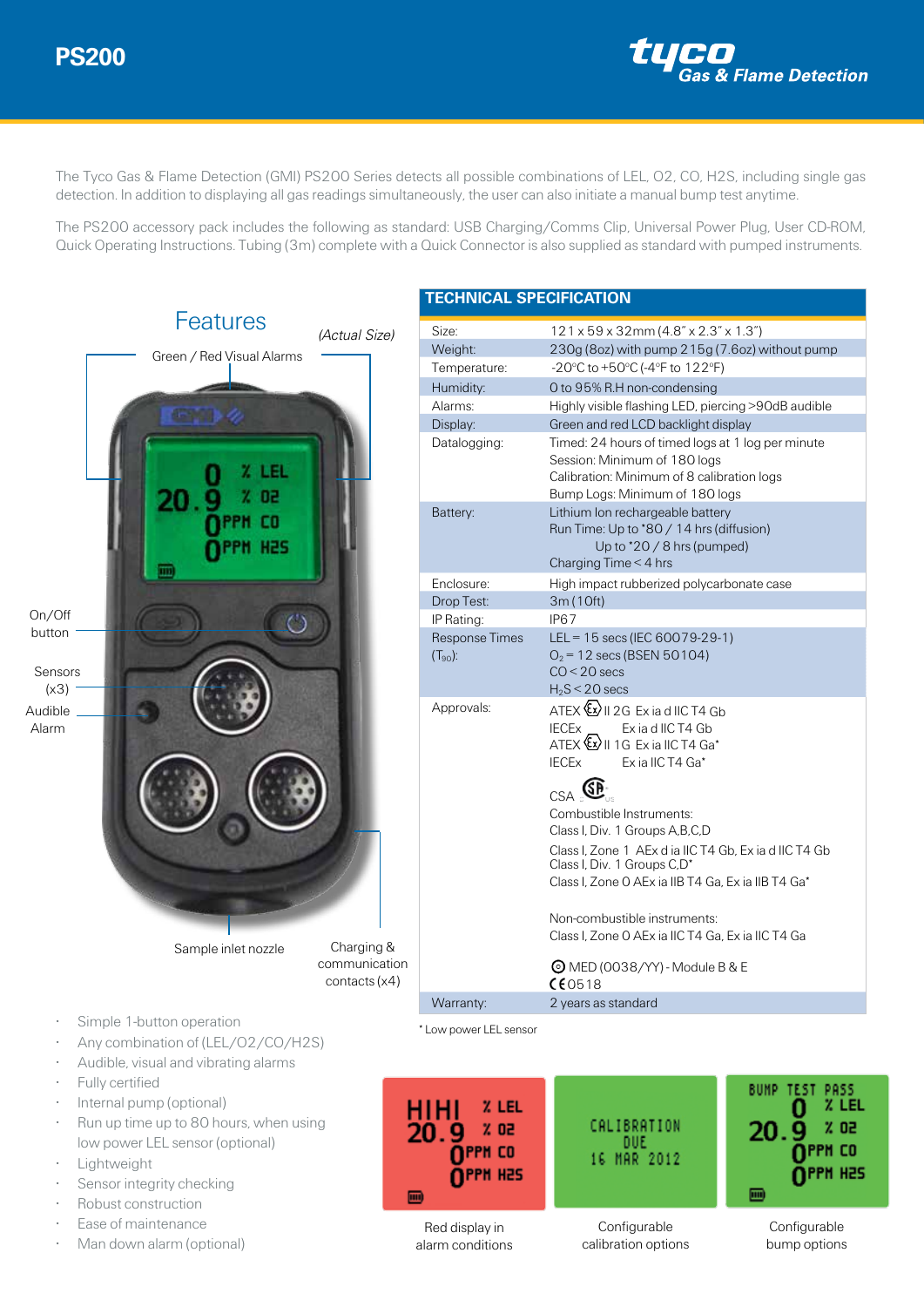# PS200

Tyco Gas & Flame Detection

The Tyco Gas & Flame Detection (GMI) PS200 Series detects all possible combinations of LEL, O2, CO, H2S, including single gas detection. In addition to displaying all gas readings simultaneously, the user can also initiate a manual bump test anytime.

The PS200 accessory pack includes the following as standard: USB Charging/Comms Clip, Universal Power Plug, User CD-ROM, Quick Operating Instructions. Tubing (3m) complete with a Quick Connector is also supplied as standard with pumped instruments.

## Features

*(Actual Size)*

Green / Red Visual Alarms

On/Off button

Sensors (x3)

Audible Alarm

Sample inlet nozzle

Charging & communication contacts (x4)

- Simple 1-button operation
- Any combination of (LEL/O2/CO/H2S)
- Audible, visual and vibrating alarms
- Fully certified
- Internal pump (optional)
- Run up time up to 80 hours, when using low power LEL sensor (optional)
- Lightweight
- Sensor integrity checking
- Robust construction
- Ease of maintenance
- Man down alarm (optional)

## TECHNICAL SPECIFICATION

| | |
|---|---|
| Size: | 121 x 59 x 32mm (4.8" x 2.3" x 1.3") |
| Weight: | 230g (8oz) with pump 215g (7.6oz) without pump |
| Temperature: | -20°C to +50°C (-4°F to 122°F) |
| Humidity: | 0 to 95% R.H non-condensing |
| Alarms: | Highly visible flashing LED, piercing >90dB audible |
| Display: | Green and red LCD backlight display |
| Datalogging: | Timed: 24 hours of timed logs at 1 log per minute<br>Session: Minimum of 180 logs<br>Calibration: Minimum of 8 calibration logs<br>Bump Logs: Minimum of 180 logs |
| Battery: | Lithium Ion rechargeable battery<br>Run Time: Up to *80 / 14 hrs (diffusion)<br>Up to *20 / 8 hrs (pumped)<br>Charging Time < 4 hrs |
| Enclosure: | High impact rubberized polycarbonate case |
| Drop Test: | 3m (10ft) |
| IP Rating: | IP67 |
| Response Times ($T_{90}$): | LEL = 15 secs (IEC 60079-29-1)<br>$O_2$ = 12 secs (BSEN 50104)<br>CO < 20 secs<br>$H_2S$ < 20 secs |
| Approvals: | ATEX Ex II 2G Ex ia d IIC T4 Gb<br>IECEx Ex ia d IIC T4 Gb<br>ATEX Ex II 1G Ex ia IIC T4 Ga*<br>IECEx Ex ia IIC T4 Ga*<br><br>CSA<br>Combustible Instruments:<br>Class I, Div. 1 Groups A,B,C,D<br>Class I, Zone 1 AEx d ia IIC T4 Gb, Ex ia d IIC T4 Gb<br>Class I, Div. 1 Groups C,D*<br>Class I, Zone 0 AEx ia IIB T4 Ga, Ex ia IIB T4 Ga*<br><br>Non-combustible instruments:<br>Class I, Zone 0 AEx ia IIC T4 Ga, Ex ia IIC T4 Ga<br><br>MED (0038/YY) - Module B & E<br>CE0518 |
| Warranty: | 2 years as standard |

\* Low power LEL sensor

Red display in alarm conditions

Configurable calibration options

Configurable bump options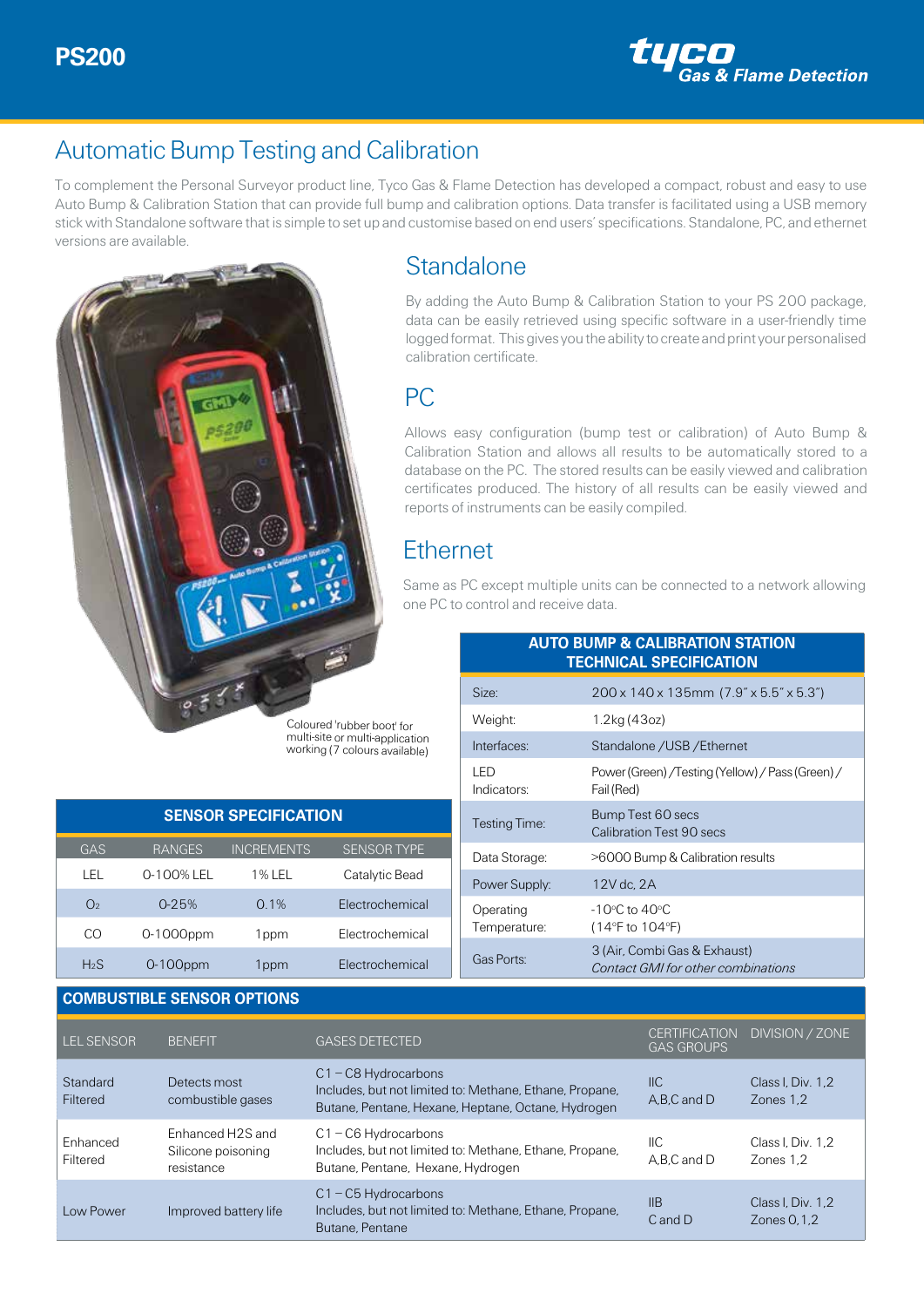# PS200

## Automatic Bump Testing and Calibration

To complement the Personal Surveyor product line, Tyco Gas & Flame Detection has developed a compact, robust and easy to use Auto Bump & Calibration Station that can provide full bump and calibration options. Data transfer is facilitated using a USB memory stick with Standalone software that is simple to set up and customise based on end users' specifications. Standalone, PC, and ethernet versions are available.

### Standalone

By adding the Auto Bump & Calibration Station to your PS 200 package, data can be easily retrieved using specific software in a user-friendly time logged format. This gives you the ability to create and print your personalised calibration certificate.

### PC

Allows easy configuration (bump test or calibration) of Auto Bump & Calibration Station and allows all results to be automatically stored to a database on the PC. The stored results can be easily viewed and calibration certificates produced. The history of all results can be easily viewed and reports of instruments can be easily compiled.

### Ethernet

Same as PC except multiple units can be connected to a network allowing one PC to control and receive data.

Coloured 'rubber boot' for multi-site or multi-application working (7 colours available)

| AUTO BUMP & CALIBRATION STATION TECHNICAL SPECIFICATION | |
|---|---|
| Size: | 200 x 140 x 135mm (7.9" x 5.5" x 5.3") |
| Weight: | 1.2kg (43oz) |
| Interfaces: | Standalone / USB / Ethernet |
| LED Indicators: | Power (Green) / Testing (Yellow) / Pass (Green) / Fail (Red) |
| Testing Time: | Bump Test 60 secs<br>Calibration Test 90 secs |
| Data Storage: | >6000 Bump & Calibration results |
| Power Supply: | 12V dc, 2A |
| Operating Temperature: | -10°C to 40°C<br>(14°F to 104°F) |
| Gas Ports: | 3 (Air, Combi Gas & Exhaust)<br>*Contact GMI for other combinations* |

**SENSOR SPECIFICATION**

| GAS | RANGES | INCREMENTS | SENSOR TYPE |
|---|---|---|---|
| LEL | 0-100% LEL | 1% LEL | Catalytic Bead |
| $O_2$ | 0-25% | 0.1% | Electrochemical |
| CO | 0-1000ppm | 1ppm | Electrochemical |
| $H_2S$ | 0-100ppm | 1ppm | Electrochemical |

**COMBUSTIBLE SENSOR OPTIONS**

| LEL SENSOR | BENEFIT | GASES DETECTED | CERTIFICATION GAS GROUPS | DIVISION / ZONE |
|---|---|---|---|---|
| Standard Filtered | Detects most combustible gases | C1 – C8 Hydrocarbons<br>Includes, but not limited to: Methane, Ethane, Propane, Butane, Pentane, Hexane, Heptane, Octane, Hydrogen | IIC<br>A,B,C and D | Class I, Div. 1,2<br>Zones 1,2 |
| Enhanced Filtered | Enhanced H2S and Silicone poisoning resistance | C1 – C6 Hydrocarbons<br>Includes, but not limited to: Methane, Ethane, Propane, Butane, Pentane, Hexane, Hydrogen | IIC<br>A,B,C and D | Class I, Div. 1,2<br>Zones 1,2 |
| Low Power | Improved battery life | C1 – C5 Hydrocarbons<br>Includes, but not limited to: Methane, Ethane, Propane, Butane, Pentane | IIB<br>C and D | Class I, Div. 1,2<br>Zones 0,1,2 |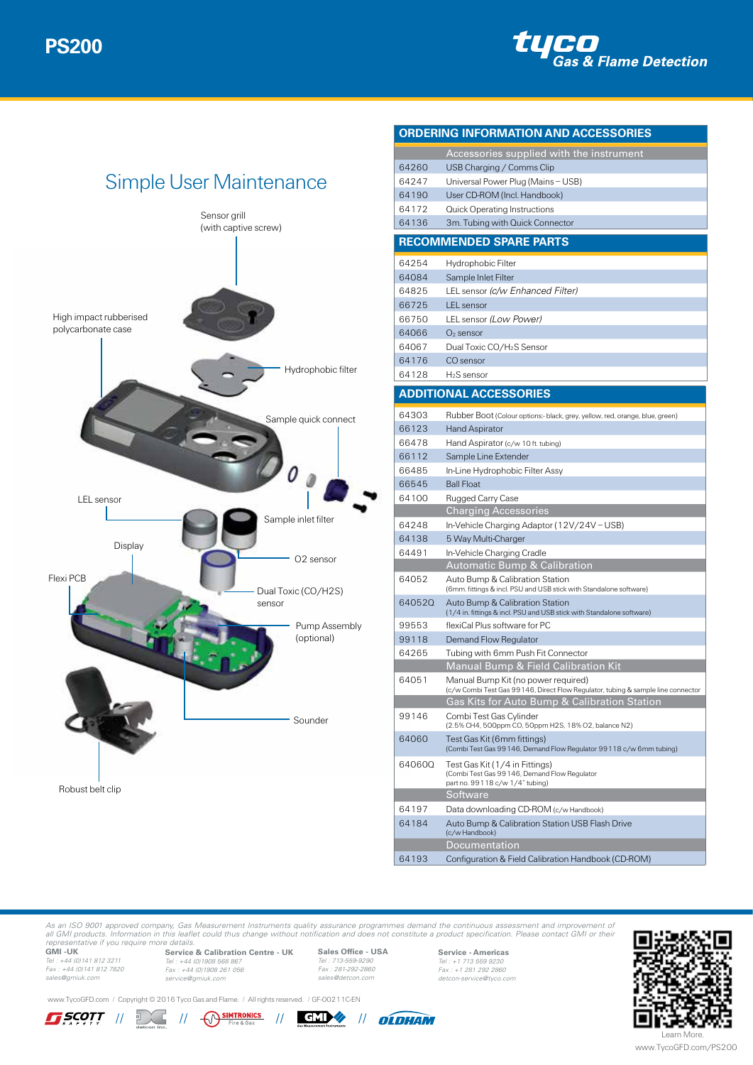# PS200

**tyco** Gas & Flame Detection

## Simple User Maintenance

Sensor grill (with captive screw)

High impact rubberised polycarbonate case

Hydrophobic filter

Sample quick connect

LEL sensor

Sample inlet filter

Display

O2 sensor

Flexi PCB

Dual Toxic (CO/H2S) sensor

Pump Assembly (optional)

Sounder

Robust belt clip

## ORDERING INFORMATION AND ACCESSORIES

| | |
|---|---|
| | **Accessories supplied with the instrument** |
| 64260 | USB Charging / Comms Clip |
| 64247 | Universal Power Plug (Mains – USB) |
| 64190 | User CD-ROM (Incl. Handbook) |
| 64172 | Quick Operating Instructions |
| 64136 | 3m. Tubing with Quick Connector |

## RECOMMENDED SPARE PARTS

| | |
|---|---|
| 64254 | Hydrophobic Filter |
| 64084 | Sample Inlet Filter |
| 64825 | LEL sensor *(c/w Enhanced Filter)* |
| 66725 | LEL sensor |
| 66750 | LEL sensor *(Low Power)* |
| 64066 | $O_2$ sensor |
| 64067 | Dual Toxic CO/$H_2S$ Sensor |
| 64176 | CO sensor |
| 64128 | $H_2S$ sensor |

## ADDITIONAL ACCESSORIES

| | |
|---|---|
| 64303 | Rubber Boot (Colour options:- black, grey, yellow, red, orange, blue, green) |
| 66123 | Hand Aspirator |
| 66478 | Hand Aspirator (c/w 10 ft. tubing) |
| 66112 | Sample Line Extender |
| 66485 | In-Line Hydrophobic Filter Assy |
| 66545 | Ball Float |
| 64100 | Rugged Carry Case |
| | **Charging Accessories** |
| 64248 | In-Vehicle Charging Adaptor (12V/24V – USB) |
| 64138 | 5 Way Multi-Charger |
| 64491 | In-Vehicle Charging Cradle |
| | **Automatic Bump & Calibration** |
| 64052 | Auto Bump & Calibration Station (6mm. fittings & incl. PSU and USB stick with Standalone software) |
| 64052Q | Auto Bump & Calibration Station (1/4 in. fittings & incl. PSU and USB stick with Standalone software) |
| 99553 | flexiCal Plus software for PC |
| 99118 | Demand Flow Regulator |
| 64265 | Tubing with 6mm Push Fit Connector |
| | **Manual Bump & Field Calibration Kit** |
| 64051 | Manual Bump Kit (no power required) (c/w Combi Test Gas 99146, Direct Flow Regulator, tubing & sample line connector |
| | **Gas Kits for Auto Bump & Calibration Station** |
| 99146 | Combi Test Gas Cylinder (2.5% CH4, 500ppm CO, 50ppm H2S, 18% O2, balance N2) |
| 64060 | Test Gas Kit (6mm fittings) (Combi Test Gas 99146, Demand Flow Regulator 99118 c/w 6mm tubing) |
| 64060Q | Test Gas Kit (1/4 in Fittings) (Combi Test Gas 99146, Demand Flow Regulator part no. 99118 c/w 1/4" tubing) |
| | **Software** |
| 64197 | Data downloading CD-ROM (c/w Handbook) |
| 64184 | Auto Bump & Calibration Station USB Flash Drive (c/w Handbook) |
| | **Documentation** |
| 64193 | Configuration & Field Calibration Handbook (CD-ROM) |

*As an ISO 9001 approved company, Gas Measurement Instruments quality assurance programmes demand the continuous assessment and improvement of all GMI products. Information in this leaflet could thus change without notification and does not constitute a product specification. Please contact GMI or their representative if you require more details.*

**GMI -UK**
Tel : +44 (0)141 812 3211
Fax : +44 (0)141 812 7820
sales@gmiuk.com

**Service & Calibration Centre - UK**
Tel : +44 (0)1908 568 867
Fax : +44 (0)1908 261 056
service@gmiuk.com

**Sales Office - USA**
Tel : 713-559-9290
Fax : 281-292-2860
sales@detcon.com

**Service - Americas**
Tel : +1 713 559 9230
Fax : +1 281 292 2860
detcon-service@tyco.com

www.TycoGFD.com / Copyright © 2016 Tyco Gas and Flame. / All rights reserved. / GF-00211C-EN

SCOTT SAFETY // detcon inc. // SIMTRONICS Fire & Gas // GMI Gas Measurement Instruments // OLDHAM

Learn More.
www.TycoGFD.com/PS200